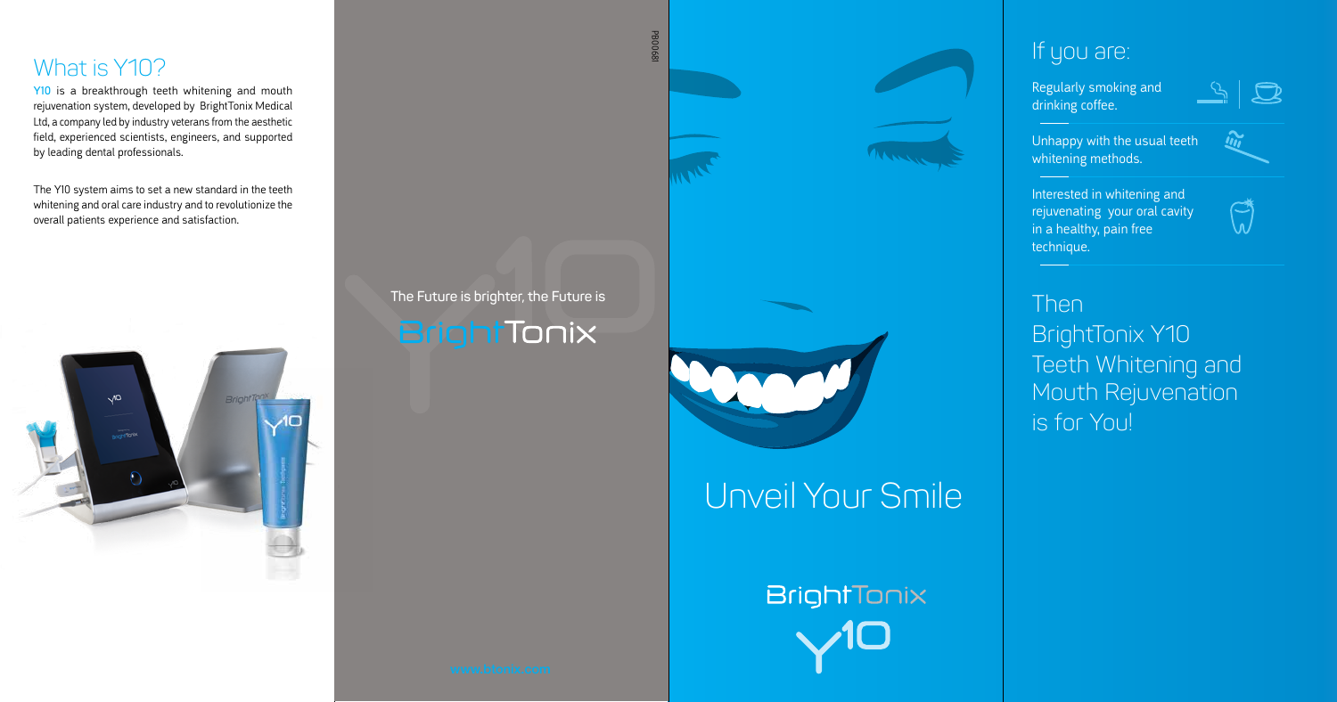## What is Y10?

Y10 is a breakthrough teeth whitening and mouth rejuvenation system, developed by BrightTonix Medical Ltd, a company led by industry veterans from the aesthetic field, experienced scientists, engineers, and supported by leading dental professionals.

The Y10 system aims to set a new standard in the teeth whitening and oral care industry and to revolutionize the overall patients experience and satisfaction.

The Future is brighter, the Future is

BrightTonix

www.btonix.com

P800681

# Unveil Your Smile

BrightTonix

Y10

## If you are:

Regularly smoking and drinking coffee.

Unhappy with the usual teeth whitening methods.

Interested in whitening and rejuvenating your oral cavity in a healthy, pain free technique.

## Then BrightTonix Y10 Teeth Whitening and Mouth Rejuvenation is for You!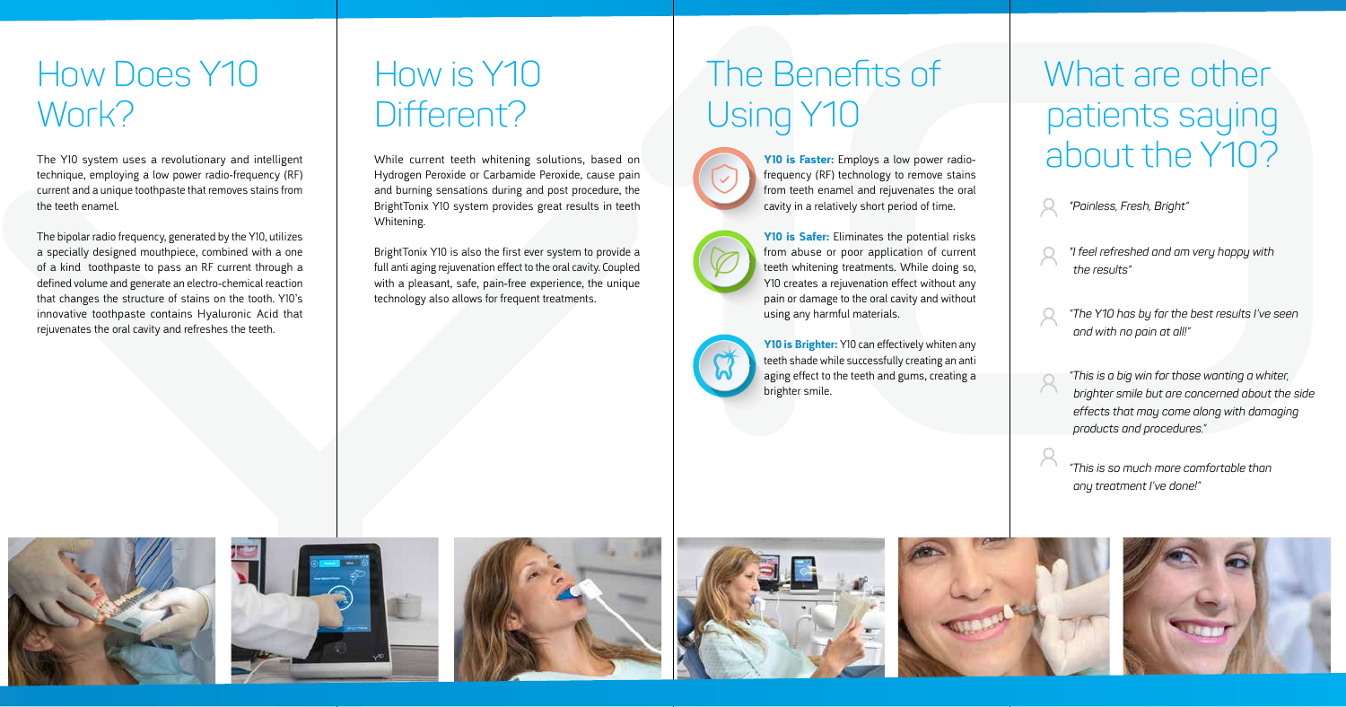# How Does Y10 Work?

The Y10 system uses a revolutionary and intelligent technique, employing a low power radio-frequency (RF) current and a unique toothpaste that removes stains from the teeth enamel.

The bipolar radio frequency, generated by the Y10, utilizes a specially designed mouthpiece, combined with a one of a kind toothpaste to pass an RF current through a defined volume and generate an electro-chemical reaction that changes the structure of stains on the tooth. Y10's innovative toothpaste contains Hyaluronic Acid that rejuvenates the oral cavity and refreshes the teeth.

# How is Y10 Different?

While current teeth whitening solutions, based on Hydrogen Peroxide or Carbamide Peroxide, cause pain and burning sensations during and post procedure, the BrightTonix Y10 system provides great results in teeth Whitening.

BrightTonix Y10 is also the first ever system to provide a full anti aging rejuvenation effect to the oral cavity. Coupled with a pleasant, safe, pain-free experience, the unique technology also allows for frequent treatments.

# The Benefits of Using Y10

**Y10 is Faster:** Employs a low power radio-frequency (RF) technology to remove stains from teeth enamel and rejuvenates the oral cavity in a relatively short period of time.

**Y10 is Safer:** Eliminates the potential risks from abuse or poor application of current teeth whitening treatments. While doing so, Y10 creates a rejuvenation effect without any pain or damage to the oral cavity and without using any harmful materials.

**Y10 is Brighter:** Y10 can effectively whiten any teeth shade while successfully creating an anti aging effect to the teeth and gums, creating a brighter smile.

# What are other patients saying about the Y10?

*"Painless, Fresh, Bright"*

*"I feel refreshed and am very happy with the results"*

*"The Y10 has by far the best results I've seen and with no pain at all!"*

*"This is a big win for those wanting a whiter, brighter smile but are concerned about the side effects that may come along with damaging products and procedures."*

*"This is so much more comfortable than any treatment I've done!"*